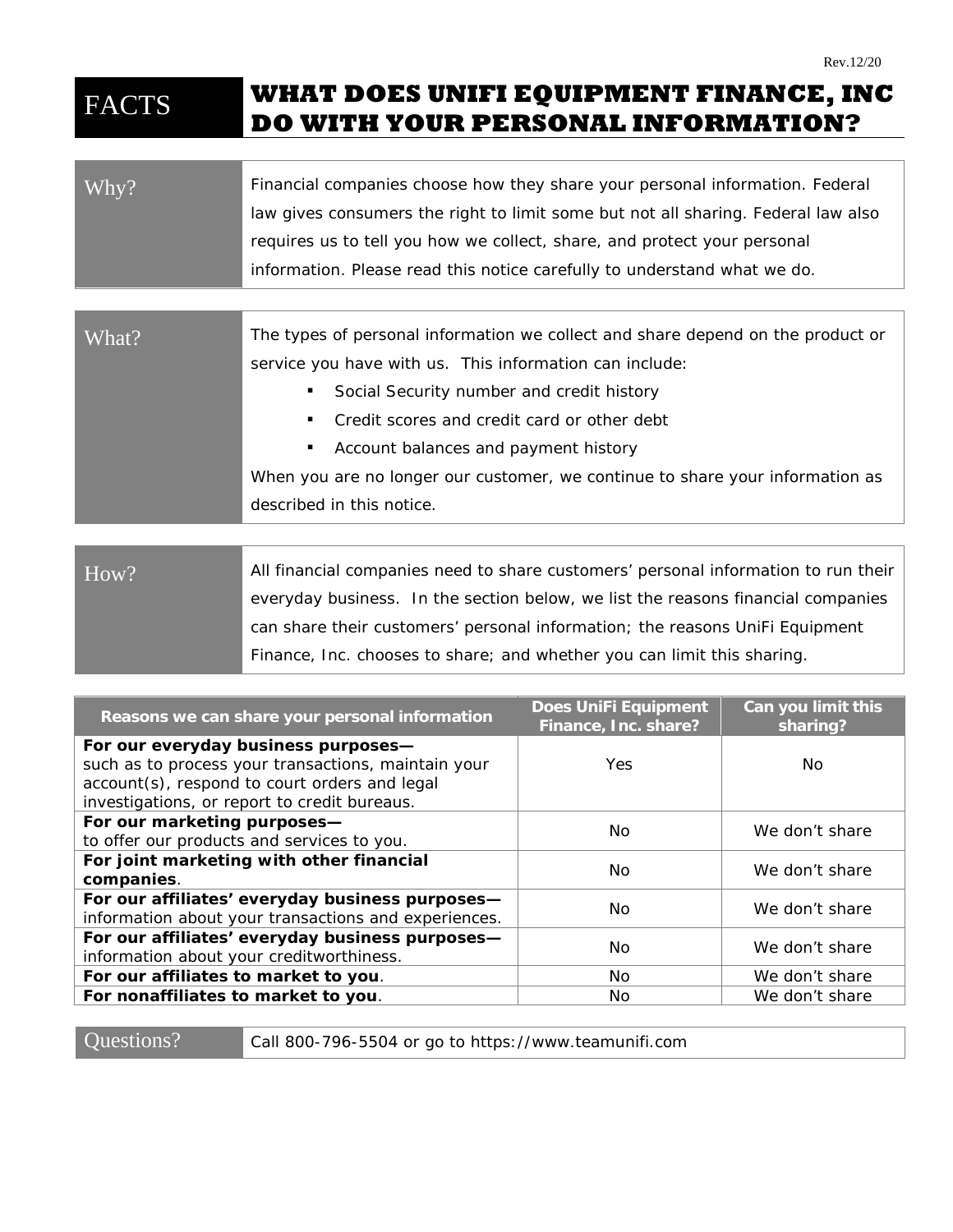Rev.12/20

# FACTS — WHAT DOES UNIFI EQUIPMENT FINANCE, INC DO WITH YOUR PERSONAL INFORMATION?

| | |
|---|---|
| **Why?** | Financial companies choose how they share your personal information. Federal law gives consumers the right to limit some but not all sharing. Federal law also requires us to tell you how we collect, share, and protect your personal information. Please read this notice carefully to understand what we do. |

| | |
|---|---|
| **What?** | The types of personal information we collect and share depend on the product or service you have with us. This information can include:<br>▪ Social Security number and credit history<br>▪ Credit scores and credit card or other debt<br>▪ Account balances and payment history<br>When you are no longer our customer, we continue to share your information as described in this notice. |

| | |
|---|---|
| **How?** | All financial companies need to share customers' personal information to run their everyday business. In the section below, we list the reasons financial companies can share their customers' personal information; the reasons UniFi Equipment Finance, Inc. chooses to share; and whether you can limit this sharing. |

| Reasons we can share your personal information | Does UniFi Equipment Finance, Inc. share? | Can you limit this sharing? |
|---|---|---|
| **For our everyday business purposes—** such as to process your transactions, maintain your account(s), respond to court orders and legal investigations, or report to credit bureaus. | Yes | No |
| **For our marketing purposes—** to offer our products and services to you. | No | We don't share |
| **For joint marketing with other financial companies**. | No | We don't share |
| **For our affiliates' everyday business purposes—** information about your transactions and experiences. | No | We don't share |
| **For our affiliates' everyday business purposes—** information about your creditworthiness. | No | We don't share |
| **For our affiliates to market to you**. | No | We don't share |
| **For nonaffiliates to market to you**. | No | We don't share |

| | |
|---|---|
| **Questions?** | Call 800-796-5504 or go to https://www.teamunifi.com |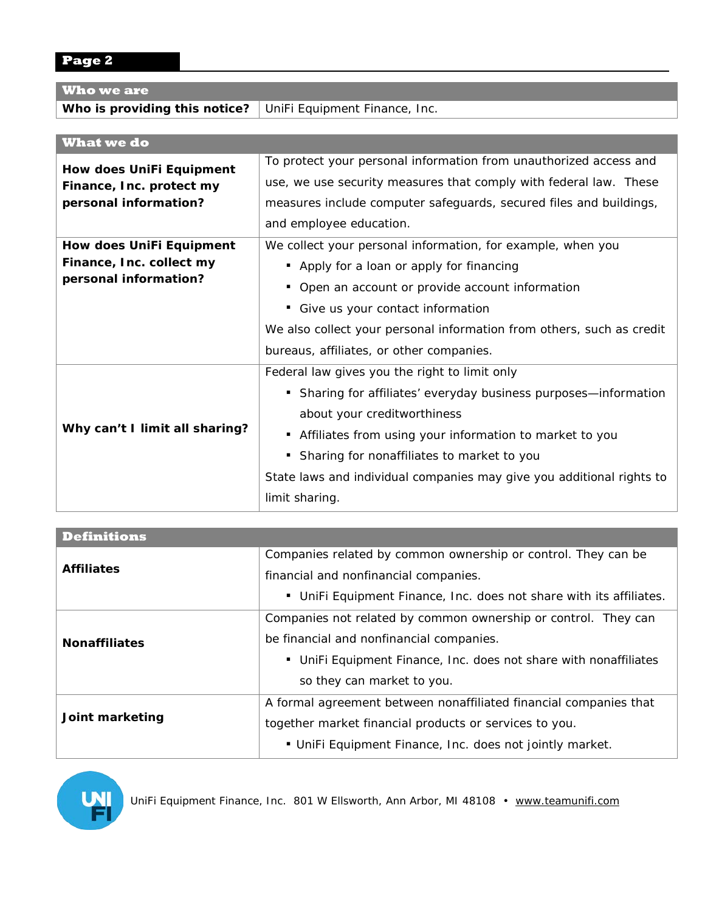## Page 2

| Who we are | |
|---|---|
| **Who is providing this notice?** | UniFi Equipment Finance, Inc. |

| What we do | |
|---|---|
| **How does UniFi Equipment Finance, Inc. protect my personal information?** | To protect your personal information from unauthorized access and use, we use security measures that comply with federal law. These measures include computer safeguards, secured files and buildings, and employee education. |
| **How does UniFi Equipment Finance, Inc. collect my personal information?** | We collect your personal information, for example, when you<br>▪ Apply for a loan or apply for financing<br>▪ Open an account or provide account information<br>▪ Give us your contact information<br>We also collect your personal information from others, such as credit bureaus, affiliates, or other companies. |
| **Why can't I limit all sharing?** | Federal law gives you the right to limit only<br>▪ Sharing for affiliates' everyday business purposes—information about your creditworthiness<br>▪ Affiliates from using your information to market to you<br>▪ Sharing for nonaffiliates to market to you<br>State laws and individual companies may give you additional rights to limit sharing. |

| Definitions | |
|---|---|
| **Affiliates** | Companies related by common ownership or control. They can be financial and nonfinancial companies.<br>▪ UniFi Equipment Finance, Inc. does not share with its affiliates. |
| **Nonaffiliates** | Companies not related by common ownership or control. They can be financial and nonfinancial companies.<br>▪ UniFi Equipment Finance, Inc. does not share with nonaffiliates so they can market to you. |
| **Joint marketing** | A formal agreement between nonaffiliated financial companies that together market financial products or services to you.<br>▪ UniFi Equipment Finance, Inc. does not jointly market. |

UniFi Equipment Finance, Inc. 801 W Ellsworth, Ann Arbor, MI 48108 • www.teamunifi.com